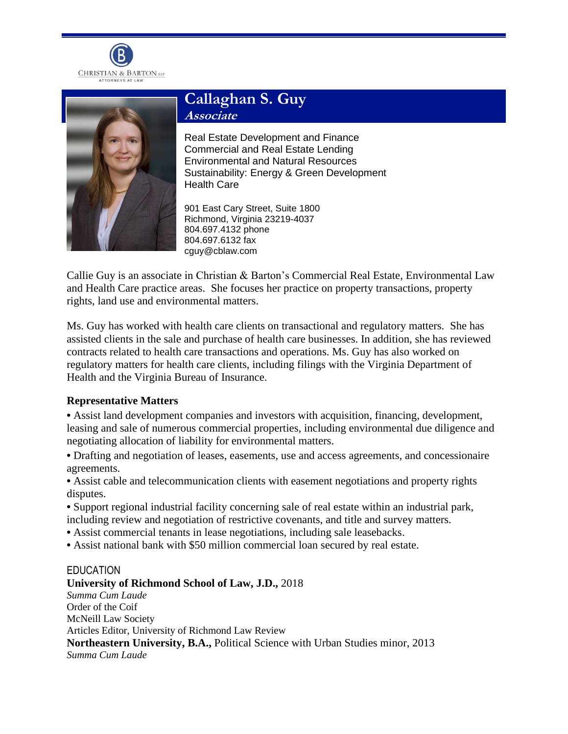CHRISTIAN & BARTON, LLP
ATTORNEYS AT LAW

# Callaghan S. Guy

***Associate***

Real Estate Development and Finance
Commercial and Real Estate Lending
Environmental and Natural Resources
Sustainability: Energy & Green Development
Health Care

901 East Cary Street, Suite 1800
Richmond, Virginia 23219-4037
804.697.4132 phone
804.697.6132 fax
cguy@cblaw.com

Callie Guy is an associate in Christian & Barton's Commercial Real Estate, Environmental Law and Health Care practice areas. She focuses her practice on property transactions, property rights, land use and environmental matters.

Ms. Guy has worked with health care clients on transactional and regulatory matters. She has assisted clients in the sale and purchase of health care businesses. In addition, she has reviewed contracts related to health care transactions and operations. Ms. Guy has also worked on regulatory matters for health care clients, including filings with the Virginia Department of Health and the Virginia Bureau of Insurance.

## Representative Matters

- Assist land development companies and investors with acquisition, financing, development, leasing and sale of numerous commercial properties, including environmental due diligence and negotiating allocation of liability for environmental matters.
- Drafting and negotiation of leases, easements, use and access agreements, and concessionaire agreements.
- Assist cable and telecommunication clients with easement negotiations and property rights disputes.
- Support regional industrial facility concerning sale of real estate within an industrial park, including review and negotiation of restrictive covenants, and title and survey matters.
- Assist commercial tenants in lease negotiations, including sale leasebacks.
- Assist national bank with $50 million commercial loan secured by real estate.

## EDUCATION

**University of Richmond School of Law, J.D.,** 2018
*Summa Cum Laude*
Order of the Coif
McNeill Law Society
Articles Editor, University of Richmond Law Review

**Northeastern University, B.A.,** Political Science with Urban Studies minor, 2013
*Summa Cum Laude*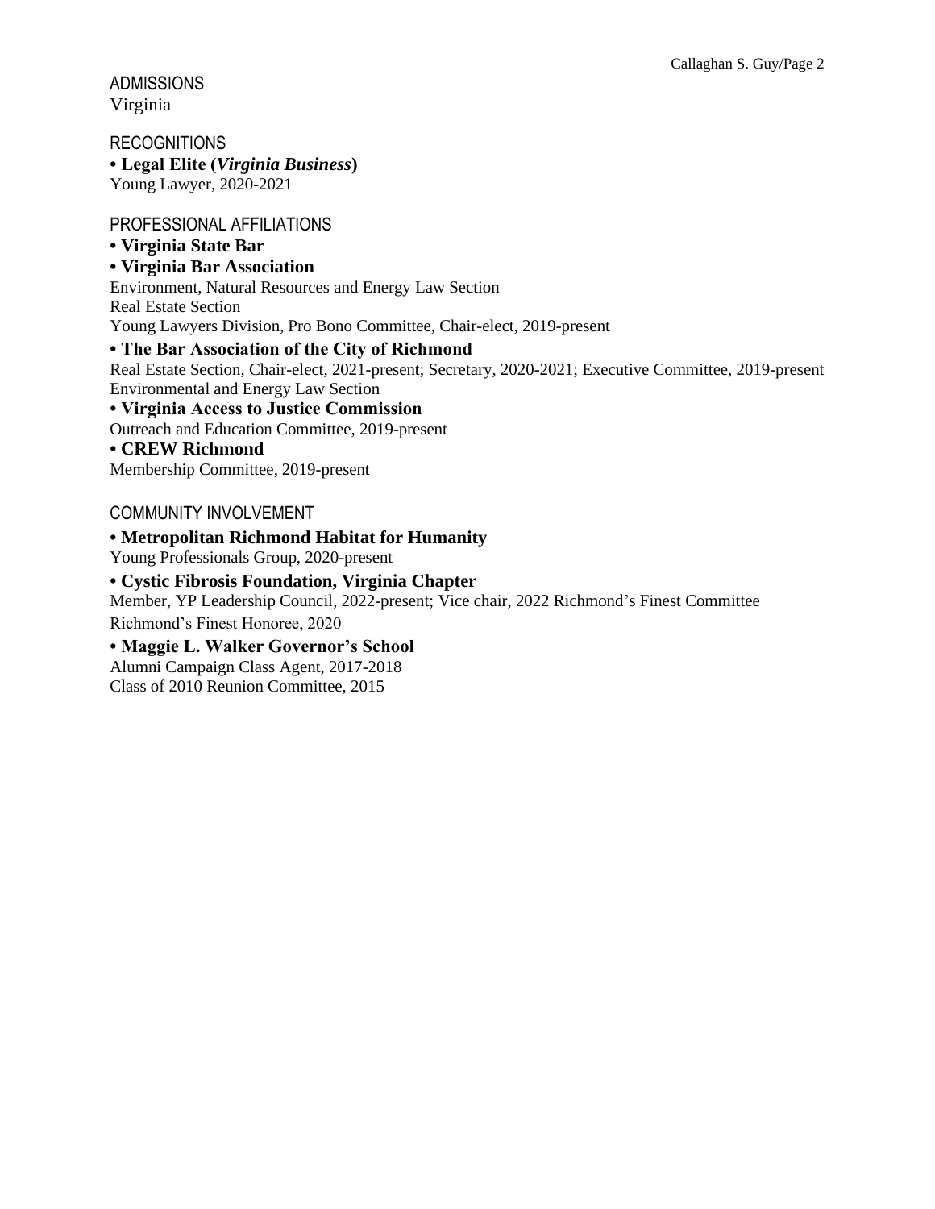## ADMISSIONS

Virginia

## RECOGNITIONS

**• Legal Elite (*Virginia Business*)**
Young Lawyer, 2020-2021

## PROFESSIONAL AFFILIATIONS

**• Virginia State Bar**

**• Virginia Bar Association**
Environment, Natural Resources and Energy Law Section
Real Estate Section
Young Lawyers Division, Pro Bono Committee, Chair-elect, 2019-present

**• The Bar Association of the City of Richmond**
Real Estate Section, Chair-elect, 2021-present; Secretary, 2020-2021; Executive Committee, 2019-present
Environmental and Energy Law Section

**• Virginia Access to Justice Commission**
Outreach and Education Committee, 2019-present

**• CREW Richmond**
Membership Committee, 2019-present

## COMMUNITY INVOLVEMENT

**• Metropolitan Richmond Habitat for Humanity**
Young Professionals Group, 2020-present

**• Cystic Fibrosis Foundation, Virginia Chapter**
Member, YP Leadership Council, 2022-present; Vice chair, 2022 Richmond's Finest Committee
Richmond's Finest Honoree, 2020

**• Maggie L. Walker Governor's School**
Alumni Campaign Class Agent, 2017-2018
Class of 2010 Reunion Committee, 2015